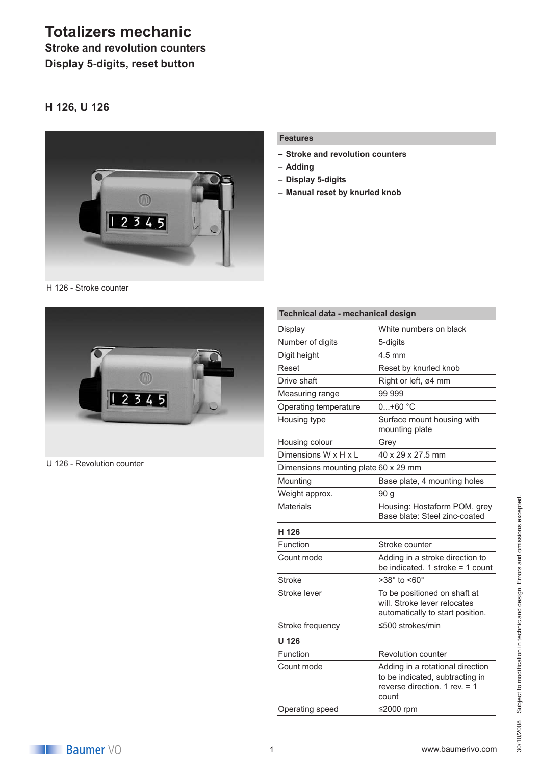# Totalizers mechanic

**Stroke and revolution counters**

**Display 5-digits, reset button**

## H 126, U 126

H 126 - Stroke counter

U 126 - Revolution counter

### Features

- **Stroke and revolution counters**
- **Adding**
- **Display 5-digits**
- **Manual reset by knurled knob**

### Technical data - mechanical design

| | |
|---|---|
| Display | White numbers on black |
| Number of digits | 5-digits |
| Digit height | 4.5 mm |
| Reset | Reset by knurled knob |
| Drive shaft | Right or left, ø4 mm |
| Measuring range | 99 999 |
| Operating temperature | 0...+60 °C |
| Housing type | Surface mount housing with mounting plate |
| Housing colour | Grey |
| Dimensions W x H x L | 40 x 29 x 27.5 mm |
| Dimensions mounting plate | 60 x 29 mm |
| Mounting | Base plate, 4 mounting holes |
| Weight approx. | 90 g |
| Materials | Housing: Hostaform POM, grey<br>Base blate: Steel zinc-coated |
| **H 126** | |
| Function | Stroke counter |
| Count mode | Adding in a stroke direction to be indicated. 1 stroke = 1 count |
| Stroke | >38° to <60° |
| Stroke lever | To be positioned on shaft at will. Stroke lever relocates automatically to start position. |
| Stroke frequency | ≤500 strokes/min |
| **U 126** | |
| Function | Revolution counter |
| Count mode | Adding in a rotational direction to be indicated, subtracting in reverse direction. 1 rev. = 1 count |
| Operating speed | ≤2000 rpm |

30/10/2008 Subject to modification in technic and design. Errors and omissions excepted.

Baumer IVO

www.baumerivo.com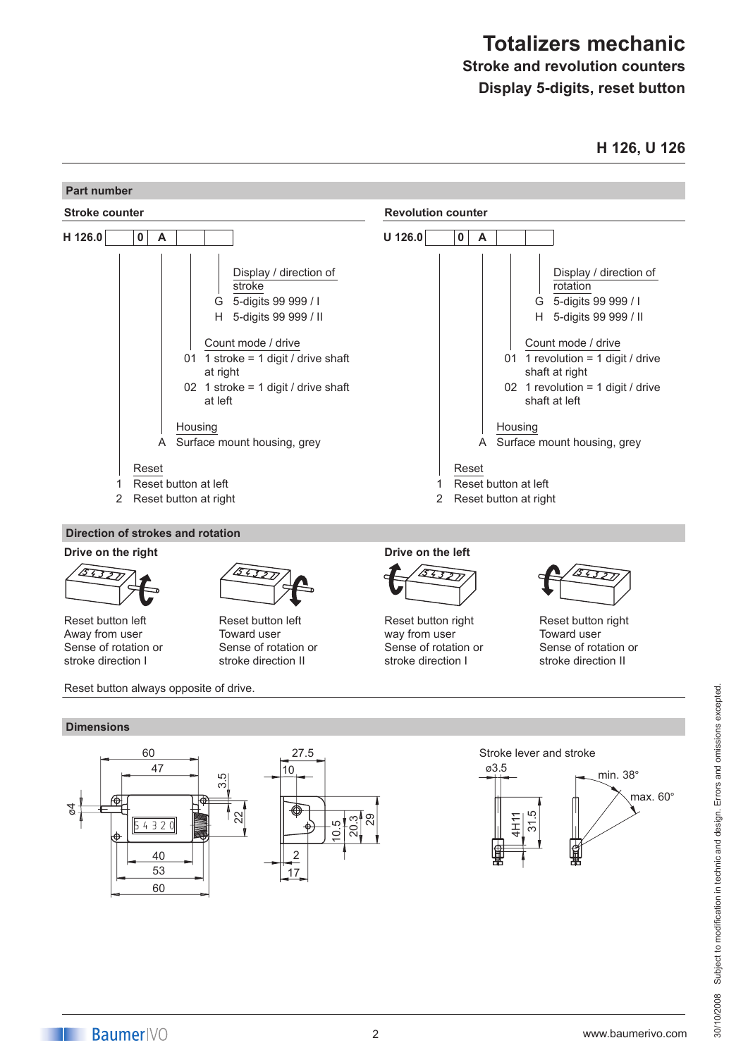# Totalizers mechanic

## Stroke and revolution counters

## Display 5-digits, reset button

**H 126, U 126**

### Part number

**Stroke counter**

H 126.0 | | 0 | A | | |

Display / direction of stroke
- G 5-digits 99 999 / I
- H 5-digits 99 999 / II

Count mode / drive
- 01 1 stroke = 1 digit / drive shaft at right
- 02 1 stroke = 1 digit / drive shaft at left

Housing
- A Surface mount housing, grey

Reset
- 1 Reset button at left
- 2 Reset button at right

**Revolution counter**

U 126.0 | | 0 | A | | |

Display / direction of rotation
- G 5-digits 99 999 / I
- H 5-digits 99 999 / II

Count mode / drive
- 01 1 revolution = 1 digit / drive shaft at right
- 02 1 revolution = 1 digit / drive shaft at left

Housing
- A Surface mount housing, grey

Reset
- 1 Reset button at left
- 2 Reset button at right

### Direction of strokes and rotation

**Drive on the right**

Reset button left
Away from user
Sense of rotation or stroke direction I

Reset button left
Toward user
Sense of rotation or stroke direction II

**Drive on the left**

Reset button right
way from user
Sense of rotation or stroke direction I

Reset button right
Toward user
Sense of rotation or stroke direction II

Reset button always opposite of drive.

### Dimensions

60
47
3.5
ø4
22
40
53
60

27.5
10
10.5
20.3
29
2
17

Stroke lever and stroke
ø3.5
4H11
31.5
min. 38°
max. 60°